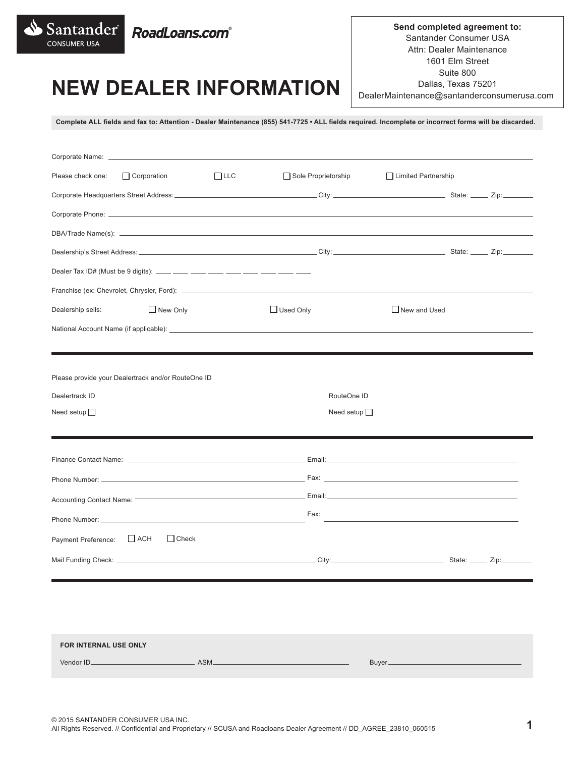Santander Consumer USA | RoadLoans.com®

**Send completed agreement to:**
Santander Consumer USA
Attn: Dealer Maintenance
1601 Elm Street
Suite 800
Dallas, Texas 75201
DealerMaintenance@santanderconsumerusa.com

# NEW DEALER INFORMATION

**Complete ALL fields and fax to: Attention - Dealer Maintenance (855) 541-7725 • ALL fields required. Incomplete or incorrect forms will be discarded.**

Corporate Name: ______________________________

Please check one: ☐ Corporation ☐ LLC ☐ Sole Proprietorship ☐ Limited Partnership

Corporate Headquarters Street Address: ______________ City: ______________ State: _____ Zip: _______

Corporate Phone: ______________________________

DBA/Trade Name(s): ______________________________

Dealership's Street Address: ______________ City: ______________ State: _____ Zip: _______

Dealer Tax ID# (Must be 9 digits): ___ ___ ___ ___ ___ ___ ___ ___ ___

Franchise (ex: Chevrolet, Chrysler, Ford): ______________________________

Dealership sells: ☐ New Only ☐ Used Only ☐ New and Used

National Account Name (if applicable): ______________________________

---

Please provide your Dealertrack and/or RouteOne ID

Dealertrack ID

Need setup ☐

RouteOne ID

Need setup ☐

---

Finance Contact Name: ______________ Email: ______________

Phone Number: ______________ Fax: ______________

Accounting Contact Name: ______________ Email: ______________

Phone Number: ______________ Fax: ______________

Payment Preference: ☐ ACH ☐ Check

Mail Funding Check: ______________ City: ______________ State: _____ Zip: _______

---

**FOR INTERNAL USE ONLY**

Vendor ID ______________ ASM ______________ Buyer ______________

© 2015 SANTANDER CONSUMER USA INC.
All Rights Reserved. // Confidential and Proprietary // SCUSA and Roadloans Dealer Agreement // DD_AGREE_23810_060515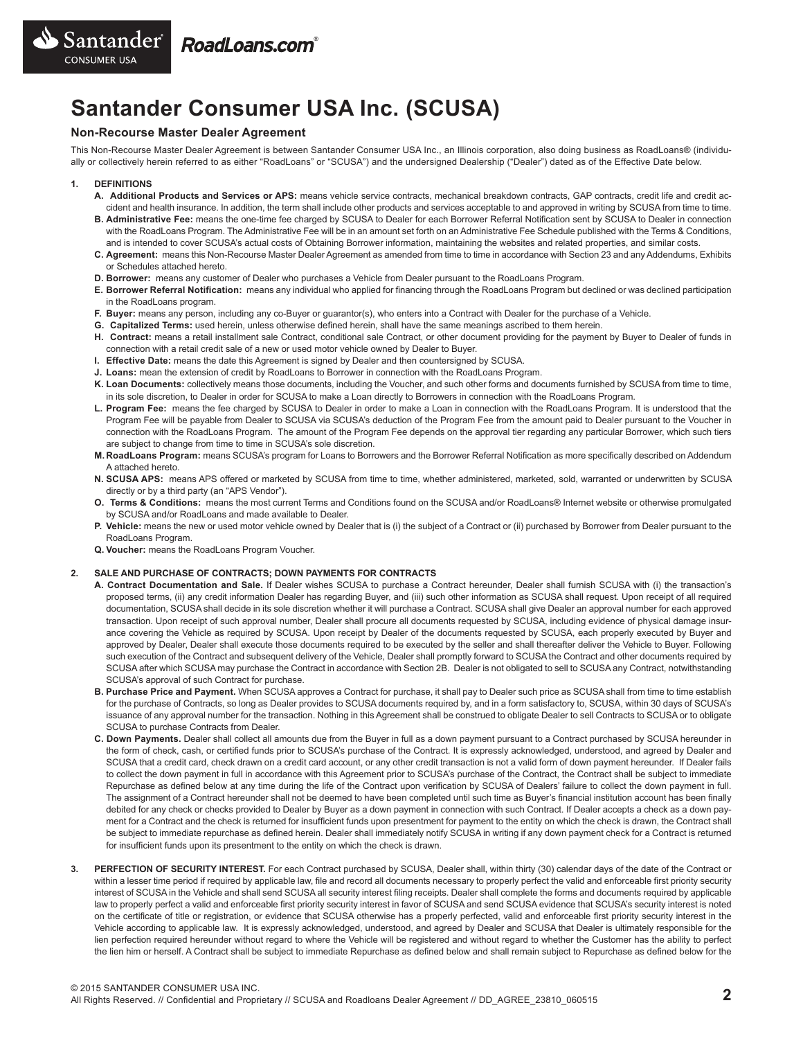# Santander Consumer USA Inc. (SCUSA)

## Non-Recourse Master Dealer Agreement

This Non-Recourse Master Dealer Agreement is between Santander Consumer USA Inc., an Illinois corporation, also doing business as RoadLoans® (individually or collectively herein referred to as either "RoadLoans" or "SCUSA") and the undersigned Dealership ("Dealer") dated as of the Effective Date below.

**1. DEFINITIONS**

**A. Additional Products and Services or APS:** means vehicle service contracts, mechanical breakdown contracts, GAP contracts, credit life and credit accident and health insurance. In addition, the term shall include other products and services acceptable to and approved in writing by SCUSA from time to time.

**B. Administrative Fee:** means the one-time fee charged by SCUSA to Dealer for each Borrower Referral Notification sent by SCUSA to Dealer in connection with the RoadLoans Program. The Administrative Fee will be in an amount set forth on an Administrative Fee Schedule published with the Terms & Conditions, and is intended to cover SCUSA's actual costs of Obtaining Borrower information, maintaining the websites and related properties, and similar costs.

**C. Agreement:** means this Non-Recourse Master Dealer Agreement as amended from time to time in accordance with Section 23 and any Addendums, Exhibits or Schedules attached hereto.

**D. Borrower:** means any customer of Dealer who purchases a Vehicle from Dealer pursuant to the RoadLoans Program.

**E. Borrower Referral Notification:** means any individual who applied for financing through the RoadLoans Program but declined or was declined participation in the RoadLoans program.

**F. Buyer:** means any person, including any co-Buyer or guarantor(s), who enters into a Contract with Dealer for the purchase of a Vehicle.

**G. Capitalized Terms:** used herein, unless otherwise defined herein, shall have the same meanings ascribed to them herein.

**H. Contract:** means a retail installment sale Contract, conditional sale Contract, or other document providing for the payment by Buyer to Dealer of funds in connection with a retail credit sale of a new or used motor vehicle owned by Dealer to Buyer.

**I. Effective Date:** means the date this Agreement is signed by Dealer and then countersigned by SCUSA.

**J. Loans:** mean the extension of credit by RoadLoans to Borrower in connection with the RoadLoans Program.

**K. Loan Documents:** collectively means those documents, including the Voucher, and such other forms and documents furnished by SCUSA from time to time, in its sole discretion, to Dealer in order for SCUSA to make a Loan directly to Borrowers in connection with the RoadLoans Program.

**L. Program Fee:** means the fee charged by SCUSA to Dealer in order to make a Loan in connection with the RoadLoans Program. It is understood that the Program Fee will be payable from Dealer to SCUSA via SCUSA's deduction of the Program Fee from the amount paid to Dealer pursuant to the Voucher in connection with the RoadLoans Program. The amount of the Program Fee depends on the approval tier regarding any particular Borrower, which such tiers are subject to change from time to time in SCUSA's sole discretion.

**M. RoadLoans Program:** means SCUSA's program for Loans to Borrowers and the Borrower Referral Notification as more specifically described on Addendum A attached hereto.

**N. SCUSA APS:** means APS offered or marketed by SCUSA from time to time, whether administered, marketed, sold, warranted or underwritten by SCUSA directly or by a third party (an "APS Vendor").

**O. Terms & Conditions:** means the most current Terms and Conditions found on the SCUSA and/or RoadLoans® Internet website or otherwise promulgated by SCUSA and/or RoadLoans and made available to Dealer.

**P. Vehicle:** means the new or used motor vehicle owned by Dealer that is (i) the subject of a Contract or (ii) purchased by Borrower from Dealer pursuant to the RoadLoans Program.

**Q. Voucher:** means the RoadLoans Program Voucher.

**2. SALE AND PURCHASE OF CONTRACTS; DOWN PAYMENTS FOR CONTRACTS**

**A. Contract Documentation and Sale.** If Dealer wishes SCUSA to purchase a Contract hereunder, Dealer shall furnish SCUSA with (i) the transaction's proposed terms, (ii) any credit information Dealer has regarding Buyer, and (iii) such other information as SCUSA shall request. Upon receipt of all required documentation, SCUSA shall decide in its sole discretion whether it will purchase a Contract. SCUSA shall give Dealer an approval number for each approved transaction. Upon receipt of such approval number, Dealer shall procure all documents requested by SCUSA, including evidence of physical damage insurance covering the Vehicle as required by SCUSA. Upon receipt by Dealer of the documents requested by SCUSA, each properly executed by Buyer and approved by Dealer, Dealer shall execute those documents required to be executed by the seller and shall thereafter deliver the Vehicle to Buyer. Following such execution of the Contract and subsequent delivery of the Vehicle, Dealer shall promptly forward to SCUSA the Contract and other documents required by SCUSA after which SCUSA may purchase the Contract in accordance with Section 2B. Dealer is not obligated to sell to SCUSA any Contract, notwithstanding SCUSA's approval of such Contract for purchase.

**B. Purchase Price and Payment.** When SCUSA approves a Contract for purchase, it shall pay to Dealer such price as SCUSA shall from time to time establish for the purchase of Contracts, so long as Dealer provides to SCUSA documents required by, and in a form satisfactory to, SCUSA, within 30 days of SCUSA's issuance of any approval number for the transaction. Nothing in this Agreement shall be construed to obligate Dealer to sell Contracts to SCUSA or to obligate SCUSA to purchase Contracts from Dealer.

**C. Down Payments.** Dealer shall collect all amounts due from the Buyer in full as a down payment pursuant to a Contract purchased by SCUSA hereunder in the form of check, cash, or certified funds prior to SCUSA's purchase of the Contract. It is expressly acknowledged, understood, and agreed by Dealer and SCUSA that a credit card, check drawn on a credit card account, or any other credit transaction is not a valid form of down payment hereunder. If Dealer fails to collect the down payment in full in accordance with this Agreement prior to SCUSA's purchase of the Contract, the Contract shall be subject to immediate Repurchase as defined below at any time during the life of the Contract upon verification by SCUSA of Dealers' failure to collect the down payment in full. The assignment of a Contract hereunder shall not be deemed to have been completed until such time as Buyer's financial institution account has been finally debited for any check or checks provided to Dealer by Buyer as a down payment in connection with such Contract. If Dealer accepts a check as a down payment for a Contract and the check is returned for insufficient funds upon presentment for payment to the entity on which the check is drawn, the Contract shall be subject to immediate repurchase as defined herein. Dealer shall immediately notify SCUSA in writing if any down payment check for a Contract is returned for insufficient funds upon its presentment to the entity on which the check is drawn.

**3. PERFECTION OF SECURITY INTEREST.** For each Contract purchased by SCUSA, Dealer shall, within thirty (30) calendar days of the date of the Contract or within a lesser time period if required by applicable law, file and record all documents necessary to properly perfect the valid and enforceable first priority security interest of SCUSA in the Vehicle and shall send SCUSA all security interest filing receipts. Dealer shall complete the forms and documents required by applicable law to properly perfect a valid and enforceable first priority security interest in favor of SCUSA and send SCUSA evidence that SCUSA's security interest is noted on the certificate of title or registration, or evidence that SCUSA otherwise has a properly perfected, valid and enforceable first priority security interest in the Vehicle according to applicable law. It is expressly acknowledged, understood, and agreed by Dealer and SCUSA that Dealer is ultimately responsible for the lien perfection required hereunder without regard to where the Vehicle will be registered and without regard to whether the Customer has the ability to perfect the lien him or herself. A Contract shall be subject to immediate Repurchase as defined below and shall remain subject to Repurchase as defined below for the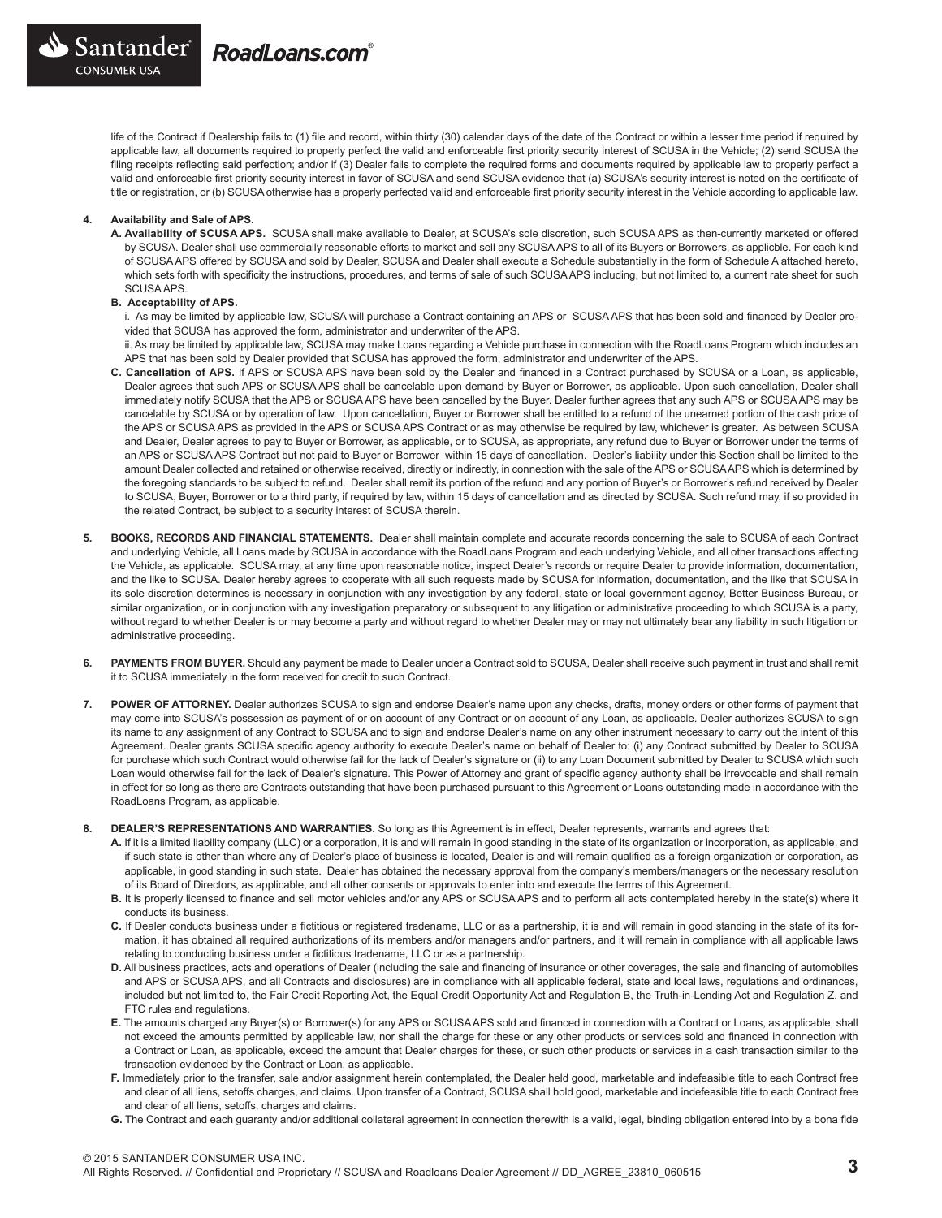life of the Contract if Dealership fails to (1) file and record, within thirty (30) calendar days of the date of the Contract or within a lesser time period if required by applicable law, all documents required to properly perfect the valid and enforceable first priority security interest of SCUSA in the Vehicle; (2) send SCUSA the filing receipts reflecting said perfection; and/or if (3) Dealer fails to complete the required forms and documents required by applicable law to properly perfect a valid and enforceable first priority security interest in favor of SCUSA and send SCUSA evidence that (a) SCUSA's security interest is noted on the certificate of title or registration, or (b) SCUSA otherwise has a properly perfected valid and enforceable first priority security interest in the Vehicle according to applicable law.

**4. Availability and Sale of APS.**

**A. Availability of SCUSA APS.** SCUSA shall make available to Dealer, at SCUSA's sole discretion, such SCUSA APS as then-currently marketed or offered by SCUSA. Dealer shall use commercially reasonable efforts to market and sell any SCUSA APS to all of its Buyers or Borrowers, as applicble. For each kind of SCUSA APS offered by SCUSA and sold by Dealer, SCUSA and Dealer shall execute a Schedule substantially in the form of Schedule A attached hereto, which sets forth with specificity the instructions, procedures, and terms of sale of such SCUSA APS including, but not limited to, a current rate sheet for such SCUSA APS.

**B. Acceptability of APS.**

i. As may be limited by applicable law, SCUSA will purchase a Contract containing an APS or SCUSA APS that has been sold and financed by Dealer provided that SCUSA has approved the form, administrator and underwriter of the APS.

ii. As may be limited by applicable law, SCUSA may make Loans regarding a Vehicle purchase in connection with the RoadLoans Program which includes an APS that has been sold by Dealer provided that SCUSA has approved the form, administrator and underwriter of the APS.

**C. Cancellation of APS.** If APS or SCUSA APS have been sold by the Dealer and financed in a Contract purchased by SCUSA or a Loan, as applicable, Dealer agrees that such APS or SCUSA APS shall be cancelable upon demand by Buyer or Borrower, as applicable. Upon such cancellation, Dealer shall immediately notify SCUSA that the APS or SCUSA APS have been cancelled by the Buyer. Dealer further agrees that any such APS or SCUSA APS may be cancelable by SCUSA or by operation of law. Upon cancellation, Buyer or Borrower shall be entitled to a refund of the unearned portion of the cash price of the APS or SCUSA APS as provided in the APS or SCUSA APS Contract or as may otherwise be required by law, whichever is greater. As between SCUSA and Dealer, Dealer agrees to pay to Buyer or Borrower, as applicable, or to SCUSA, as appropriate, any refund due to Buyer or Borrower under the terms of an APS or SCUSA APS Contract but not paid to Buyer or Borrower within 15 days of cancellation. Dealer's liability under this Section shall be limited to the amount Dealer collected and retained or otherwise received, directly or indirectly, in connection with the sale of the APS or SCUSA APS which is determined by the foregoing standards to be subject to refund. Dealer shall remit its portion of the refund and any portion of Buyer's or Borrower's refund received by Dealer to SCUSA, Buyer, Borrower or to a third party, if required by law, within 15 days of cancellation and as directed by SCUSA. Such refund may, if so provided in the related Contract, be subject to a security interest of SCUSA therein.

**5. BOOKS, RECORDS AND FINANCIAL STATEMENTS.** Dealer shall maintain complete and accurate records concerning the sale to SCUSA of each Contract and underlying Vehicle, all Loans made by SCUSA in accordance with the RoadLoans Program and each underlying Vehicle, and all other transactions affecting the Vehicle, as applicable. SCUSA may, at any time upon reasonable notice, inspect Dealer's records or require Dealer to provide information, documentation, and the like to SCUSA. Dealer hereby agrees to cooperate with all such requests made by SCUSA for information, documentation, and the like that SCUSA in its sole discretion determines is necessary in conjunction with any investigation by any federal, state or local government agency, Better Business Bureau, or similar organization, or in conjunction with any investigation preparatory or subsequent to any litigation or administrative proceeding to which SCUSA is a party, without regard to whether Dealer is or may become a party and without regard to whether Dealer may or may not ultimately bear any liability in such litigation or administrative proceeding.

**6. PAYMENTS FROM BUYER.** Should any payment be made to Dealer under a Contract sold to SCUSA, Dealer shall receive such payment in trust and shall remit it to SCUSA immediately in the form received for credit to such Contract.

**7. POWER OF ATTORNEY.** Dealer authorizes SCUSA to sign and endorse Dealer's name upon any checks, drafts, money orders or other forms of payment that may come into SCUSA's possession as payment of or on account of any Contract or on account of any Loan, as applicable. Dealer authorizes SCUSA to sign its name to any assignment of any Contract to SCUSA and to sign and endorse Dealer's name on any other instrument necessary to carry out the intent of this Agreement. Dealer grants SCUSA specific agency authority to execute Dealer's name on behalf of Dealer to: (i) any Contract submitted by Dealer to SCUSA for purchase which such Contract would otherwise fail for the lack of Dealer's signature or (ii) to any Loan Document submitted by Dealer to SCUSA which such Loan would otherwise fail for the lack of Dealer's signature. This Power of Attorney and grant of specific agency authority shall be irrevocable and shall remain in effect for so long as there are Contracts outstanding that have been purchased pursuant to this Agreement or Loans outstanding made in accordance with the RoadLoans Program, as applicable.

**8. DEALER'S REPRESENTATIONS AND WARRANTIES.** So long as this Agreement is in effect, Dealer represents, warrants and agrees that:

**A.** If it is a limited liability company (LLC) or a corporation, it is and will remain in good standing in the state of its organization or incorporation, as applicable, and if such state is other than where any of Dealer's place of business is located, Dealer is and will remain qualified as a foreign organization or corporation, as applicable, in good standing in such state. Dealer has obtained the necessary approval from the company's members/managers or the necessary resolution of its Board of Directors, as applicable, and all other consents or approvals to enter into and execute the terms of this Agreement.

**B.** It is properly licensed to finance and sell motor vehicles and/or any APS or SCUSA APS and to perform all acts contemplated hereby in the state(s) where it conducts its business.

**C.** If Dealer conducts business under a fictitious or registered tradename, LLC or as a partnership, it is and will remain in good standing in the state of its formation, it has obtained all required authorizations of its members and/or managers and/or partners, and it will remain in compliance with all applicable laws relating to conducting business under a fictitious tradename, LLC or as a partnership.

**D.** All business practices, acts and operations of Dealer (including the sale and financing of insurance or other coverages, the sale and financing of automobiles and APS or SCUSA APS, and all Contracts and disclosures) are in compliance with all applicable federal, state and local laws, regulations and ordinances, included but not limited to, the Fair Credit Reporting Act, the Equal Credit Opportunity Act and Regulation B, the Truth-in-Lending Act and Regulation Z, and FTC rules and regulations.

**E.** The amounts charged any Buyer(s) or Borrower(s) for any APS or SCUSA APS sold and financed in connection with a Contract or Loans, as applicable, shall not exceed the amounts permitted by applicable law, nor shall the charge for these or any other products or services sold and financed in connection with a Contract or Loan, as applicable, exceed the amount that Dealer charges for these, or such other products or services in a cash transaction similar to the transaction evidenced by the Contract or Loan, as applicable.

**F.** Immediately prior to the transfer, sale and/or assignment herein contemplated, the Dealer held good, marketable and indefeasible title to each Contract free and clear of all liens, setoffs charges, and claims. Upon transfer of a Contract, SCUSA shall hold good, marketable and indefeasible title to each Contract free and clear of all liens, setoffs, charges and claims.

**G.** The Contract and each guaranty and/or additional collateral agreement in connection therewith is a valid, legal, binding obligation entered into by a bona fide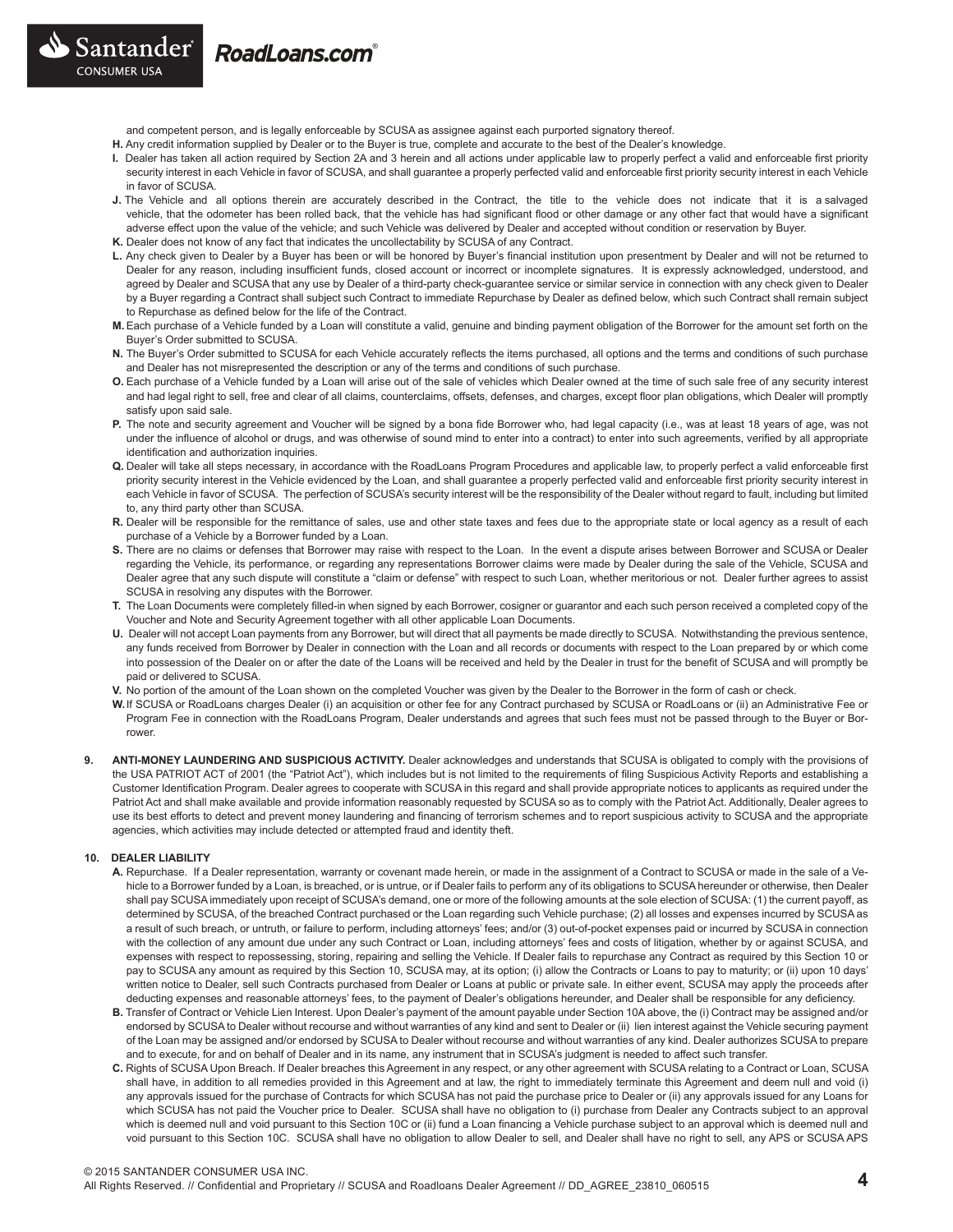and competent person, and is legally enforceable by SCUSA as assignee against each purported signatory thereof.

**H.** Any credit information supplied by Dealer or to the Buyer is true, complete and accurate to the best of the Dealer's knowledge.

**I.** Dealer has taken all action required by Section 2A and 3 herein and all actions under applicable law to properly perfect a valid and enforceable first priority security interest in each Vehicle in favor of SCUSA, and shall guarantee a properly perfected valid and enforceable first priority security interest in each Vehicle in favor of SCUSA.

**J.** The Vehicle and all options therein are accurately described in the Contract, the title to the vehicle does not indicate that it is a salvaged vehicle, that the odometer has been rolled back, that the vehicle has had significant flood or other damage or any other fact that would have a significant adverse effect upon the value of the vehicle; and such Vehicle was delivered by Dealer and accepted without condition or reservation by Buyer.

**K.** Dealer does not know of any fact that indicates the uncollectability by SCUSA of any Contract.

**L.** Any check given to Dealer by a Buyer has been or will be honored by Buyer's financial institution upon presentment by Dealer and will not be returned to Dealer for any reason, including insufficient funds, closed account or incorrect or incomplete signatures. It is expressly acknowledged, understood, and agreed by Dealer and SCUSA that any use by Dealer of a third-party check-guarantee service or similar service in connection with any check given to Dealer by a Buyer regarding a Contract shall subject such Contract to immediate Repurchase by Dealer as defined below, which such Contract shall remain subject to Repurchase as defined below for the life of the Contract.

**M.** Each purchase of a Vehicle funded by a Loan will constitute a valid, genuine and binding payment obligation of the Borrower for the amount set forth on the Buyer's Order submitted to SCUSA.

**N.** The Buyer's Order submitted to SCUSA for each Vehicle accurately reflects the items purchased, all options and the terms and conditions of such purchase and Dealer has not misrepresented the description or any of the terms and conditions of such purchase.

**O.** Each purchase of a Vehicle funded by a Loan will arise out of the sale of vehicles which Dealer owned at the time of such sale free of any security interest and had legal right to sell, free and clear of all claims, counterclaims, offsets, defenses, and charges, except floor plan obligations, which Dealer will promptly satisfy upon said sale.

**P.** The note and security agreement and Voucher will be signed by a bona fide Borrower who, had legal capacity (i.e., was at least 18 years of age, was not under the influence of alcohol or drugs, and was otherwise of sound mind to enter into a contract) to enter into such agreements, verified by all appropriate identification and authorization inquiries.

**Q.** Dealer will take all steps necessary, in accordance with the RoadLoans Program Procedures and applicable law, to properly perfect a valid enforceable first priority security interest in the Vehicle evidenced by the Loan, and shall guarantee a properly perfected valid and enforceable first priority security interest in each Vehicle in favor of SCUSA. The perfection of SCUSA's security interest will be the responsibility of the Dealer without regard to fault, including but limited to, any third party other than SCUSA.

**R.** Dealer will be responsible for the remittance of sales, use and other state taxes and fees due to the appropriate state or local agency as a result of each purchase of a Vehicle by a Borrower funded by a Loan.

**S.** There are no claims or defenses that Borrower may raise with respect to the Loan. In the event a dispute arises between Borrower and SCUSA or Dealer regarding the Vehicle, its performance, or regarding any representations Borrower claims were made by Dealer during the sale of the Vehicle, SCUSA and Dealer agree that any such dispute will constitute a "claim or defense" with respect to such Loan, whether meritorious or not. Dealer further agrees to assist SCUSA in resolving any disputes with the Borrower.

**T.** The Loan Documents were completely filled-in when signed by each Borrower, cosigner or guarantor and each such person received a completed copy of the Voucher and Note and Security Agreement together with all other applicable Loan Documents.

**U.** Dealer will not accept Loan payments from any Borrower, but will direct that all payments be made directly to SCUSA. Notwithstanding the previous sentence, any funds received from Borrower by Dealer in connection with the Loan and all records or documents with respect to the Loan prepared by or which come into possession of the Dealer on or after the date of the Loans will be received and held by the Dealer in trust for the benefit of SCUSA and will promptly be paid or delivered to SCUSA.

**V.** No portion of the amount of the Loan shown on the completed Voucher was given by the Dealer to the Borrower in the form of cash or check.

**W.** If SCUSA or RoadLoans charges Dealer (i) an acquisition or other fee for any Contract purchased by SCUSA or RoadLoans or (ii) an Administrative Fee or Program Fee in connection with the RoadLoans Program, Dealer understands and agrees that such fees must not be passed through to the Buyer or Borrower.

**9. ANTI-MONEY LAUNDERING AND SUSPICIOUS ACTIVITY.** Dealer acknowledges and understands that SCUSA is obligated to comply with the provisions of the USA PATRIOT ACT of 2001 (the "Patriot Act"), which includes but is not limited to the requirements of filing Suspicious Activity Reports and establishing a Customer Identification Program. Dealer agrees to cooperate with SCUSA in this regard and shall provide appropriate notices to applicants as required under the Patriot Act and shall make available and provide information reasonably requested by SCUSA so as to comply with the Patriot Act. Additionally, Dealer agrees to use its best efforts to detect and prevent money laundering and financing of terrorism schemes and to report suspicious activity to SCUSA and the appropriate agencies, which activities may include detected or attempted fraud and identity theft.

**10. DEALER LIABILITY**

**A.** Repurchase. If a Dealer representation, warranty or covenant made herein, or made in the assignment of a Contract to SCUSA or made in the sale of a Vehicle to a Borrower funded by a Loan, is breached, or is untrue, or if Dealer fails to perform any of its obligations to SCUSA hereunder or otherwise, then Dealer shall pay SCUSA immediately upon receipt of SCUSA's demand, one or more of the following amounts at the sole election of SCUSA: (1) the current payoff, as determined by SCUSA, of the breached Contract purchased or the Loan regarding such Vehicle purchase; (2) all losses and expenses incurred by SCUSA as a result of such breach, or untruth, or failure to perform, including attorneys' fees; and/or (3) out-of-pocket expenses paid or incurred by SCUSA in connection with the collection of any amount due under any such Contract or Loan, including attorneys' fees and costs of litigation, whether by or against SCUSA, and expenses with respect to repossessing, storing, repairing and selling the Vehicle. If Dealer fails to repurchase any Contract as required by this Section 10 or pay to SCUSA any amount as required by this Section 10, SCUSA may, at its option; (i) allow the Contracts or Loans to pay to maturity; or (ii) upon 10 days' written notice to Dealer, sell such Contracts purchased from Dealer or Loans at public or private sale. In either event, SCUSA may apply the proceeds after deducting expenses and reasonable attorneys' fees, to the payment of Dealer's obligations hereunder, and Dealer shall be responsible for any deficiency.

**B.** Transfer of Contract or Vehicle Lien Interest. Upon Dealer's payment of the amount payable under Section 10A above, the (i) Contract may be assigned and/or endorsed by SCUSA to Dealer without recourse and without warranties of any kind and sent to Dealer or (ii) lien interest against the Vehicle securing payment of the Loan may be assigned and/or endorsed by SCUSA to Dealer without recourse and without warranties of any kind. Dealer authorizes SCUSA to prepare and to execute, for and on behalf of Dealer and in its name, any instrument that in SCUSA's judgment is needed to affect such transfer.

**C.** Rights of SCUSA Upon Breach. If Dealer breaches this Agreement in any respect, or any other agreement with SCUSA relating to a Contract or Loan, SCUSA shall have, in addition to all remedies provided in this Agreement and at law, the right to immediately terminate this Agreement and deem null and void (i) any approvals issued for the purchase of Contracts for which SCUSA has not paid the purchase price to Dealer or (ii) any approvals issued for any Loans for which SCUSA has not paid the Voucher price to Dealer. SCUSA shall have no obligation to (i) purchase from Dealer any Contracts subject to an approval which is deemed null and void pursuant to this Section 10C or (ii) fund a Loan financing a Vehicle purchase subject to an approval which is deemed null and void pursuant to this Section 10C. SCUSA shall have no obligation to allow Dealer to sell, and Dealer shall have no right to sell, any APS or SCUSA APS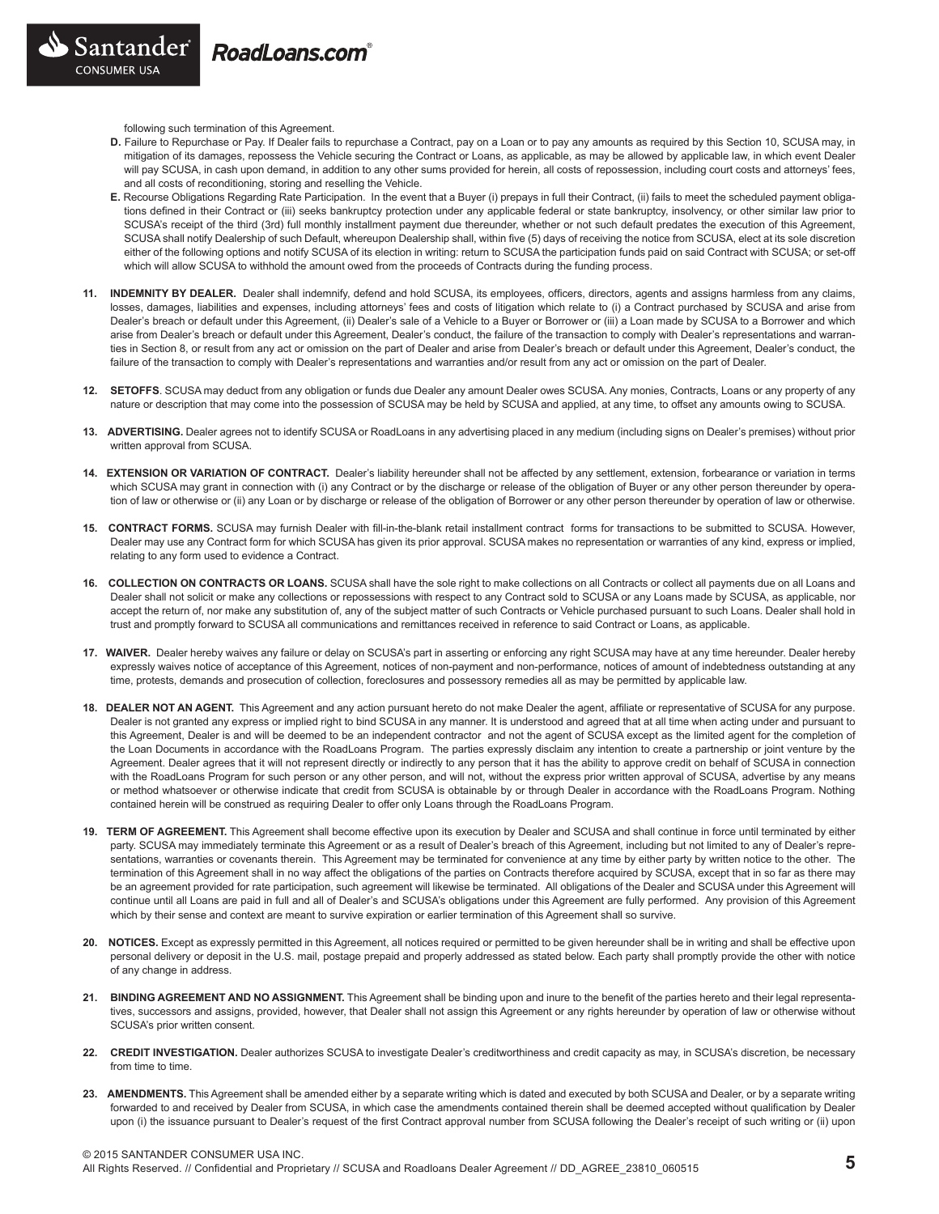following such termination of this Agreement.

**D.** Failure to Repurchase or Pay. If Dealer fails to repurchase a Contract, pay on a Loan or to pay any amounts as required by this Section 10, SCUSA may, in mitigation of its damages, repossess the Vehicle securing the Contract or Loans, as applicable, as may be allowed by applicable law, in which event Dealer will pay SCUSA, in cash upon demand, in addition to any other sums provided for herein, all costs of repossession, including court costs and attorneys' fees, and all costs of reconditioning, storing and reselling the Vehicle.

**E.** Recourse Obligations Regarding Rate Participation. In the event that a Buyer (i) prepays in full their Contract, (ii) fails to meet the scheduled payment obligations defined in their Contract or (iii) seeks bankruptcy protection under any applicable federal or state bankruptcy, insolvency, or other similar law prior to SCUSA's receipt of the third (3rd) full monthly installment payment due thereunder, whether or not such default predates the execution of this Agreement, SCUSA shall notify Dealership of such Default, whereupon Dealership shall, within five (5) days of receiving the notice from SCUSA, elect at its sole discretion either of the following options and notify SCUSA of its election in writing: return to SCUSA the participation funds paid on said Contract with SCUSA; or set-off which will allow SCUSA to withhold the amount owed from the proceeds of Contracts during the funding process.

**11. INDEMNITY BY DEALER.** Dealer shall indemnify, defend and hold SCUSA, its employees, officers, directors, agents and assigns harmless from any claims, losses, damages, liabilities and expenses, including attorneys' fees and costs of litigation which relate to (i) a Contract purchased by SCUSA and arise from Dealer's breach or default under this Agreement, (ii) Dealer's sale of a Vehicle to a Buyer or Borrower or (iii) a Loan made by SCUSA to a Borrower and which arise from Dealer's breach or default under this Agreement, Dealer's conduct, the failure of the transaction to comply with Dealer's representations and warranties in Section 8, or result from any act or omission on the part of Dealer and arise from Dealer's breach or default under this Agreement, Dealer's conduct, the failure of the transaction to comply with Dealer's representations and warranties and/or result from any act or omission on the part of Dealer.

**12. SETOFFS**. SCUSA may deduct from any obligation or funds due Dealer any amount Dealer owes SCUSA. Any monies, Contracts, Loans or any property of any nature or description that may come into the possession of SCUSA may be held by SCUSA and applied, at any time, to offset any amounts owing to SCUSA.

**13. ADVERTISING.** Dealer agrees not to identify SCUSA or RoadLoans in any advertising placed in any medium (including signs on Dealer's premises) without prior written approval from SCUSA.

**14. EXTENSION OR VARIATION OF CONTRACT.** Dealer's liability hereunder shall not be affected by any settlement, extension, forbearance or variation in terms which SCUSA may grant in connection with (i) any Contract or by the discharge or release of the obligation of Buyer or any other person thereunder by operation of law or otherwise or (ii) any Loan or by discharge or release of the obligation of Borrower or any other person thereunder by operation of law or otherwise.

**15. CONTRACT FORMS.** SCUSA may furnish Dealer with fill-in-the-blank retail installment contract forms for transactions to be submitted to SCUSA. However, Dealer may use any Contract form for which SCUSA has given its prior approval. SCUSA makes no representation or warranties of any kind, express or implied, relating to any form used to evidence a Contract.

**16. COLLECTION ON CONTRACTS OR LOANS.** SCUSA shall have the sole right to make collections on all Contracts or collect all payments due on all Loans and Dealer shall not solicit or make any collections or repossessions with respect to any Contract sold to SCUSA or any Loans made by SCUSA, as applicable, nor accept the return of, nor make any substitution of, any of the subject matter of such Contracts or Vehicle purchased pursuant to such Loans. Dealer shall hold in trust and promptly forward to SCUSA all communications and remittances received in reference to said Contract or Loans, as applicable.

**17. WAIVER.** Dealer hereby waives any failure or delay on SCUSA's part in asserting or enforcing any right SCUSA may have at any time hereunder. Dealer hereby expressly waives notice of acceptance of this Agreement, notices of non-payment and non-performance, notices of amount of indebtedness outstanding at any time, protests, demands and prosecution of collection, foreclosures and possessory remedies all as may be permitted by applicable law.

**18. DEALER NOT AN AGENT.** This Agreement and any action pursuant hereto do not make Dealer the agent, affiliate or representative of SCUSA for any purpose. Dealer is not granted any express or implied right to bind SCUSA in any manner. It is understood and agreed that at all time when acting under and pursuant to this Agreement, Dealer is and will be deemed to be an independent contractor and not the agent of SCUSA except as the limited agent for the completion of the Loan Documents in accordance with the RoadLoans Program. The parties expressly disclaim any intention to create a partnership or joint venture by the Agreement. Dealer agrees that it will not represent directly or indirectly to any person that it has the ability to approve credit on behalf of SCUSA in connection with the RoadLoans Program for such person or any other person, and will not, without the express prior written approval of SCUSA, advertise by any means or method whatsoever or otherwise indicate that credit from SCUSA is obtainable by or through Dealer in accordance with the RoadLoans Program. Nothing contained herein will be construed as requiring Dealer to offer only Loans through the RoadLoans Program.

**19. TERM OF AGREEMENT.** This Agreement shall become effective upon its execution by Dealer and SCUSA and shall continue in force until terminated by either party. SCUSA may immediately terminate this Agreement or as a result of Dealer's breach of this Agreement, including but not limited to any of Dealer's representations, warranties or covenants therein. This Agreement may be terminated for convenience at any time by either party by written notice to the other. The termination of this Agreement shall in no way affect the obligations of the parties on Contracts therefore acquired by SCUSA, except that in so far as there may be an agreement provided for rate participation, such agreement will likewise be terminated. All obligations of the Dealer and SCUSA under this Agreement will continue until all Loans are paid in full and all of Dealer's and SCUSA's obligations under this Agreement are fully performed. Any provision of this Agreement which by their sense and context are meant to survive expiration or earlier termination of this Agreement shall so survive.

**20. NOTICES.** Except as expressly permitted in this Agreement, all notices required or permitted to be given hereunder shall be in writing and shall be effective upon personal delivery or deposit in the U.S. mail, postage prepaid and properly addressed as stated below. Each party shall promptly provide the other with notice of any change in address.

**21. BINDING AGREEMENT AND NO ASSIGNMENT.** This Agreement shall be binding upon and inure to the benefit of the parties hereto and their legal representatives, successors and assigns, provided, however, that Dealer shall not assign this Agreement or any rights hereunder by operation of law or otherwise without SCUSA's prior written consent.

**22. CREDIT INVESTIGATION.** Dealer authorizes SCUSA to investigate Dealer's creditworthiness and credit capacity as may, in SCUSA's discretion, be necessary from time to time.

**23. AMENDMENTS.** This Agreement shall be amended either by a separate writing which is dated and executed by both SCUSA and Dealer, or by a separate writing forwarded to and received by Dealer from SCUSA, in which case the amendments contained therein shall be deemed accepted without qualification by Dealer upon (i) the issuance pursuant to Dealer's request of the first Contract approval number from SCUSA following the Dealer's receipt of such writing or (ii) upon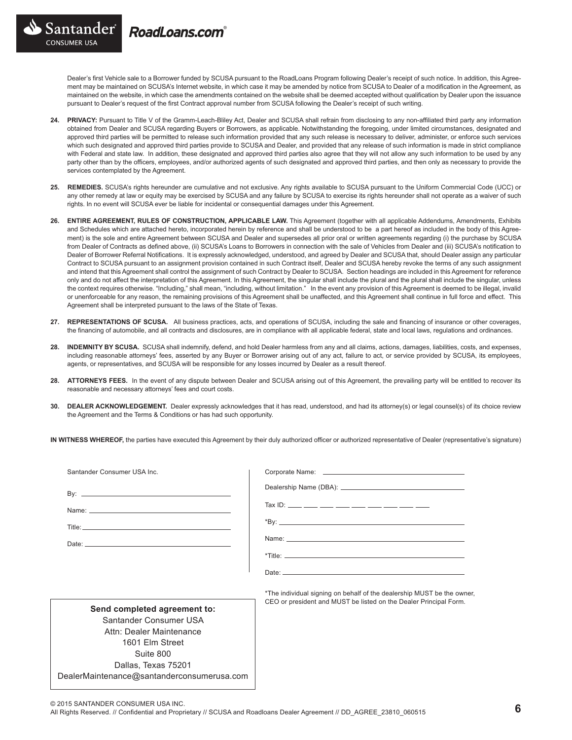Dealer's first Vehicle sale to a Borrower funded by SCUSA pursuant to the RoadLoans Program following Dealer's receipt of such notice. In addition, this Agreement may be maintained on SCUSA's Internet website, in which case it may be amended by notice from SCUSA to Dealer of a modification in the Agreement, as maintained on the website, in which case the amendments contained on the website shall be deemed accepted without qualification by Dealer upon the issuance pursuant to Dealer's request of the first Contract approval number from SCUSA following the Dealer's receipt of such writing.

24. **PRIVACY:** Pursuant to Title V of the Gramm-Leach-Bliley Act, Dealer and SCUSA shall refrain from disclosing to any non-affiliated third party any information obtained from Dealer and SCUSA regarding Buyers or Borrowers, as applicable. Notwithstanding the foregoing, under limited circumstances, designated and approved third parties will be permitted to release such information provided that any such release is necessary to deliver, administer, or enforce such services which such designated and approved third parties provide to SCUSA and Dealer, and provided that any release of such information is made in strict compliance with Federal and state law. In addition, these designated and approved third parties also agree that they will not allow any such information to be used by any party other than by the officers, employees, and/or authorized agents of such designated and approved third parties, and then only as necessary to provide the services contemplated by the Agreement.

25. **REMEDIES.** SCUSA's rights hereunder are cumulative and not exclusive. Any rights available to SCUSA pursuant to the Uniform Commercial Code (UCC) or any other remedy at law or equity may be exercised by SCUSA and any failure by SCUSA to exercise its rights hereunder shall not operate as a waiver of such rights. In no event will SCUSA ever be liable for incidental or consequential damages under this Agreement.

26. **ENTIRE AGREEMENT, RULES OF CONSTRUCTION, APPLICABLE LAW.** This Agreement (together with all applicable Addendums, Amendments, Exhibits and Schedules which are attached hereto, incorporated herein by reference and shall be understood to be a part hereof as included in the body of this Agreement) is the sole and entire Agreement between SCUSA and Dealer and supersedes all prior oral or written agreements regarding (i) the purchase by SCUSA from Dealer of Contracts as defined above, (ii) SCUSA's Loans to Borrowers in connection with the sale of Vehicles from Dealer and (iii) SCUSA's notification to Dealer of Borrower Referral Notifications. It is expressly acknowledged, understood, and agreed by Dealer and SCUSA that, should Dealer assign any particular Contract to SCUSA pursuant to an assignment provision contained in such Contract itself, Dealer and SCUSA hereby revoke the terms of any such assignment and intend that this Agreement shall control the assignment of such Contract by Dealer to SCUSA. Section headings are included in this Agreement for reference only and do not affect the interpretation of this Agreement. In this Agreement, the singular shall include the plural and the plural shall include the singular, unless the context requires otherwise. "Including," shall mean, "including, without limitation." In the event any provision of this Agreement is deemed to be illegal, invalid or unenforceable for any reason, the remaining provisions of this Agreement shall be unaffected, and this Agreement shall continue in full force and effect. This Agreement shall be interpreted pursuant to the laws of the State of Texas.

27. **REPRESENTATIONS OF SCUSA.** All business practices, acts, and operations of SCUSA, including the sale and financing of insurance or other coverages, the financing of automobile, and all contracts and disclosures, are in compliance with all applicable federal, state and local laws, regulations and ordinances.

28. **INDEMNITY BY SCUSA.** SCUSA shall indemnify, defend, and hold Dealer harmless from any and all claims, actions, damages, liabilities, costs, and expenses, including reasonable attorneys' fees, asserted by any Buyer or Borrower arising out of any act, failure to act, or service provided by SCUSA, its employees, agents, or representatives, and SCUSA will be responsible for any losses incurred by Dealer as a result thereof.

28. **ATTORNEYS FEES.** In the event of any dispute between Dealer and SCUSA arising out of this Agreement, the prevailing party will be entitled to recover its reasonable and necessary attorneys' fees and court costs.

30. **DEALER ACKNOWLEDGEMENT.** Dealer expressly acknowledges that it has read, understood, and had its attorney(s) or legal counsel(s) of its choice review the Agreement and the Terms & Conditions or has had such opportunity.

**IN WITNESS WHEREOF,** the parties have executed this Agreement by their duly authorized officer or authorized representative of Dealer (representative's signature)

Santander Consumer USA Inc.

By: ______________________________

Name: ______________________________

Title: ______________________________

Date: ______________________________

Corporate Name: ______________________________

Dealership Name (DBA): ______________________________

Tax ID: ___ ___ ___ ___ ___ ___ ___ ___ ___

*By: ______________________________

Name: ______________________________

*Title: ______________________________

Date: ______________________________

*The individual signing on behalf of the dealership MUST be the owner, CEO or president and MUST be listed on the Dealer Principal Form.

**Send completed agreement to:**
Santander Consumer USA
Attn: Dealer Maintenance
1601 Elm Street
Suite 800
Dallas, Texas 75201
DealerMaintenance@santanderconsumerusa.com

© 2015 SANTANDER CONSUMER USA INC.
All Rights Reserved. // Confidential and Proprietary // SCUSA and Roadloans Dealer Agreement // DD_AGREE_23810_060515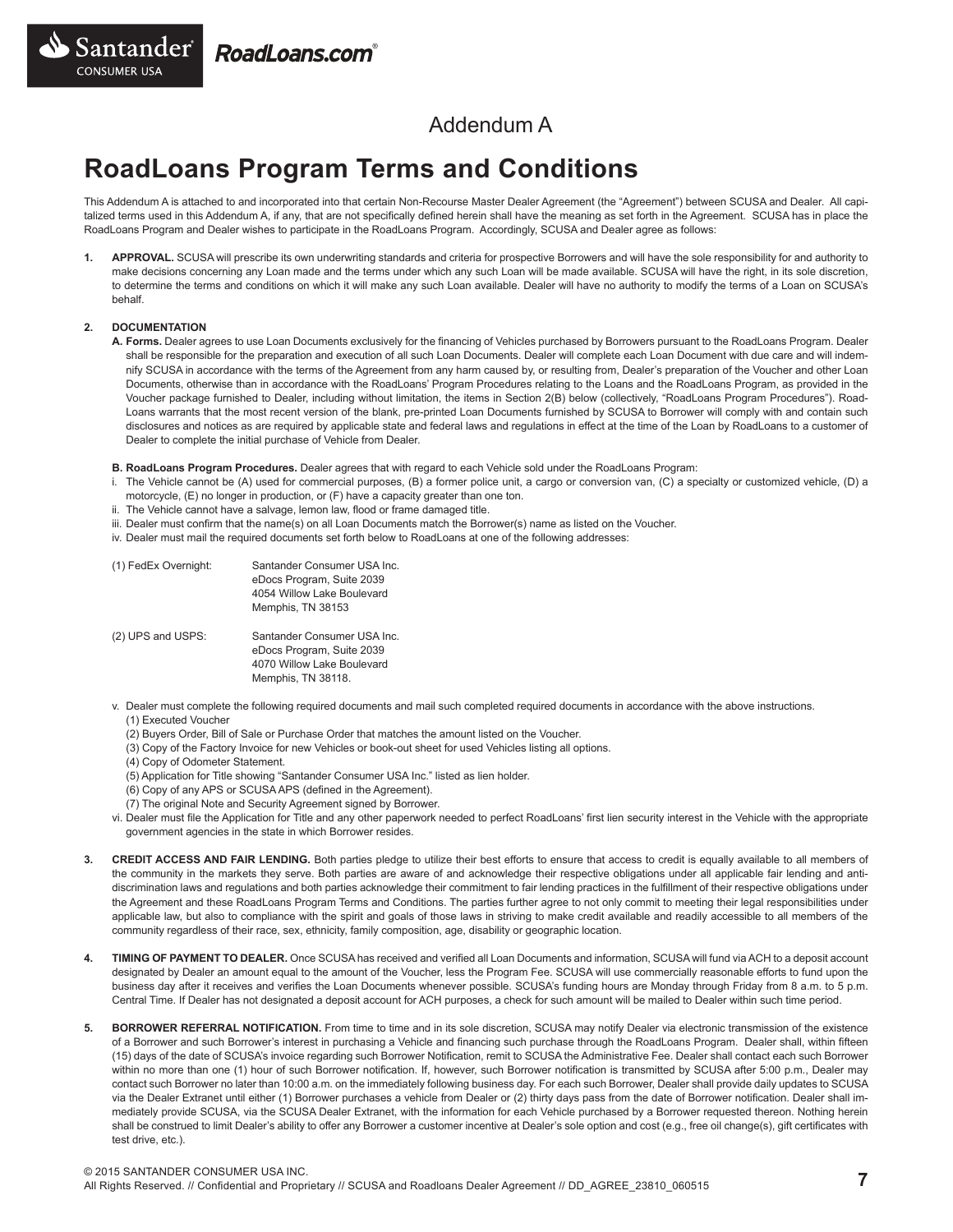Addendum A

# RoadLoans Program Terms and Conditions

This Addendum A is attached to and incorporated into that certain Non-Recourse Master Dealer Agreement (the "Agreement") between SCUSA and Dealer. All capitalized terms used in this Addendum A, if any, that are not specifically defined herein shall have the meaning as set forth in the Agreement. SCUSA has in place the RoadLoans Program and Dealer wishes to participate in the RoadLoans Program. Accordingly, SCUSA and Dealer agree as follows:

1. **APPROVAL.** SCUSA will prescribe its own underwriting standards and criteria for prospective Borrowers and will have the sole responsibility for and authority to make decisions concerning any Loan made and the terms under which any such Loan will be made available. SCUSA will have the right, in its sole discretion, to determine the terms and conditions on which it will make any such Loan available. Dealer will have no authority to modify the terms of a Loan on SCUSA's behalf.

2. **DOCUMENTATION**

   **A. Forms.** Dealer agrees to use Loan Documents exclusively for the financing of Vehicles purchased by Borrowers pursuant to the RoadLoans Program. Dealer shall be responsible for the preparation and execution of all such Loan Documents. Dealer will complete each Loan Document with due care and will indemnify SCUSA in accordance with the terms of the Agreement from any harm caused by, or resulting from, Dealer's preparation of the Voucher and other Loan Documents, otherwise than in accordance with the RoadLoans' Program Procedures relating to the Loans and the RoadLoans Program, as provided in the Voucher package furnished to Dealer, including without limitation, the items in Section 2(B) below (collectively, "RoadLoans Program Procedures"). RoadLoans warrants that the most recent version of the blank, pre-printed Loan Documents furnished by SCUSA to Borrower will comply with and contain such disclosures and notices as are required by applicable state and federal laws and regulations in effect at the time of the Loan by RoadLoans to a customer of Dealer to complete the initial purchase of Vehicle from Dealer.

   **B. RoadLoans Program Procedures.** Dealer agrees that with regard to each Vehicle sold under the RoadLoans Program:

   i. The Vehicle cannot be (A) used for commercial purposes, (B) a former police unit, a cargo or conversion van, (C) a specialty or customized vehicle, (D) a motorcycle, (E) no longer in production, or (F) have a capacity greater than one ton.

   ii. The Vehicle cannot have a salvage, lemon law, flood or frame damaged title.

   iii. Dealer must confirm that the name(s) on all Loan Documents match the Borrower(s) name as listed on the Voucher.

   iv. Dealer must mail the required documents set forth below to RoadLoans at one of the following addresses:

   (1) FedEx Overnight: Santander Consumer USA Inc.
   eDocs Program, Suite 2039
   4054 Willow Lake Boulevard
   Memphis, TN 38153

   (2) UPS and USPS: Santander Consumer USA Inc.
   eDocs Program, Suite 2039
   4070 Willow Lake Boulevard
   Memphis, TN 38118.

   v. Dealer must complete the following required documents and mail such completed required documents in accordance with the above instructions.
   (1) Executed Voucher
   (2) Buyers Order, Bill of Sale or Purchase Order that matches the amount listed on the Voucher.
   (3) Copy of the Factory Invoice for new Vehicles or book-out sheet for used Vehicles listing all options.
   (4) Copy of Odometer Statement.
   (5) Application for Title showing "Santander Consumer USA Inc." listed as lien holder.
   (6) Copy of any APS or SCUSA APS (defined in the Agreement).
   (7) The original Note and Security Agreement signed by Borrower.

   vi. Dealer must file the Application for Title and any other paperwork needed to perfect RoadLoans' first lien security interest in the Vehicle with the appropriate government agencies in the state in which Borrower resides.

3. **CREDIT ACCESS AND FAIR LENDING.** Both parties pledge to utilize their best efforts to ensure that access to credit is equally available to all members of the community in the markets they serve. Both parties are aware of and acknowledge their respective obligations under all applicable fair lending and anti-discrimination laws and regulations and both parties acknowledge their commitment to fair lending practices in the fulfillment of their respective obligations under the Agreement and these RoadLoans Program Terms and Conditions. The parties further agree to not only commit to meeting their legal responsibilities under applicable law, but also to compliance with the spirit and goals of those laws in striving to make credit available and readily accessible to all members of the community regardless of their race, sex, ethnicity, family composition, age, disability or geographic location.

4. **TIMING OF PAYMENT TO DEALER.** Once SCUSA has received and verified all Loan Documents and information, SCUSA will fund via ACH to a deposit account designated by Dealer an amount equal to the amount of the Voucher, less the Program Fee. SCUSA will use commercially reasonable efforts to fund upon the business day after it receives and verifies the Loan Documents whenever possible. SCUSA's funding hours are Monday through Friday from 8 a.m. to 5 p.m. Central Time. If Dealer has not designated a deposit account for ACH purposes, a check for such amount will be mailed to Dealer within such time period.

5. **BORROWER REFERRAL NOTIFICATION.** From time to time and in its sole discretion, SCUSA may notify Dealer via electronic transmission of the existence of a Borrower and such Borrower's interest in purchasing a Vehicle and financing such purchase through the RoadLoans Program. Dealer shall, within fifteen (15) days of the date of SCUSA's invoice regarding such Borrower Notification, remit to SCUSA the Administrative Fee. Dealer shall contact each such Borrower within no more than one (1) hour of such Borrower notification. If, however, such Borrower notification is transmitted by SCUSA after 5:00 p.m., Dealer may contact such Borrower no later than 10:00 a.m. on the immediately following business day. For each such Borrower, Dealer shall provide daily updates to SCUSA via the Dealer Extranet until either (1) Borrower purchases a vehicle from Dealer or (2) thirty days pass from the date of Borrower notification. Dealer shall immediately provide SCUSA, via the SCUSA Dealer Extranet, with the information for each Vehicle purchased by a Borrower requested thereon. Nothing herein shall be construed to limit Dealer's ability to offer any Borrower a customer incentive at Dealer's sole option and cost (e.g., free oil change(s), gift certificates with test drive, etc.).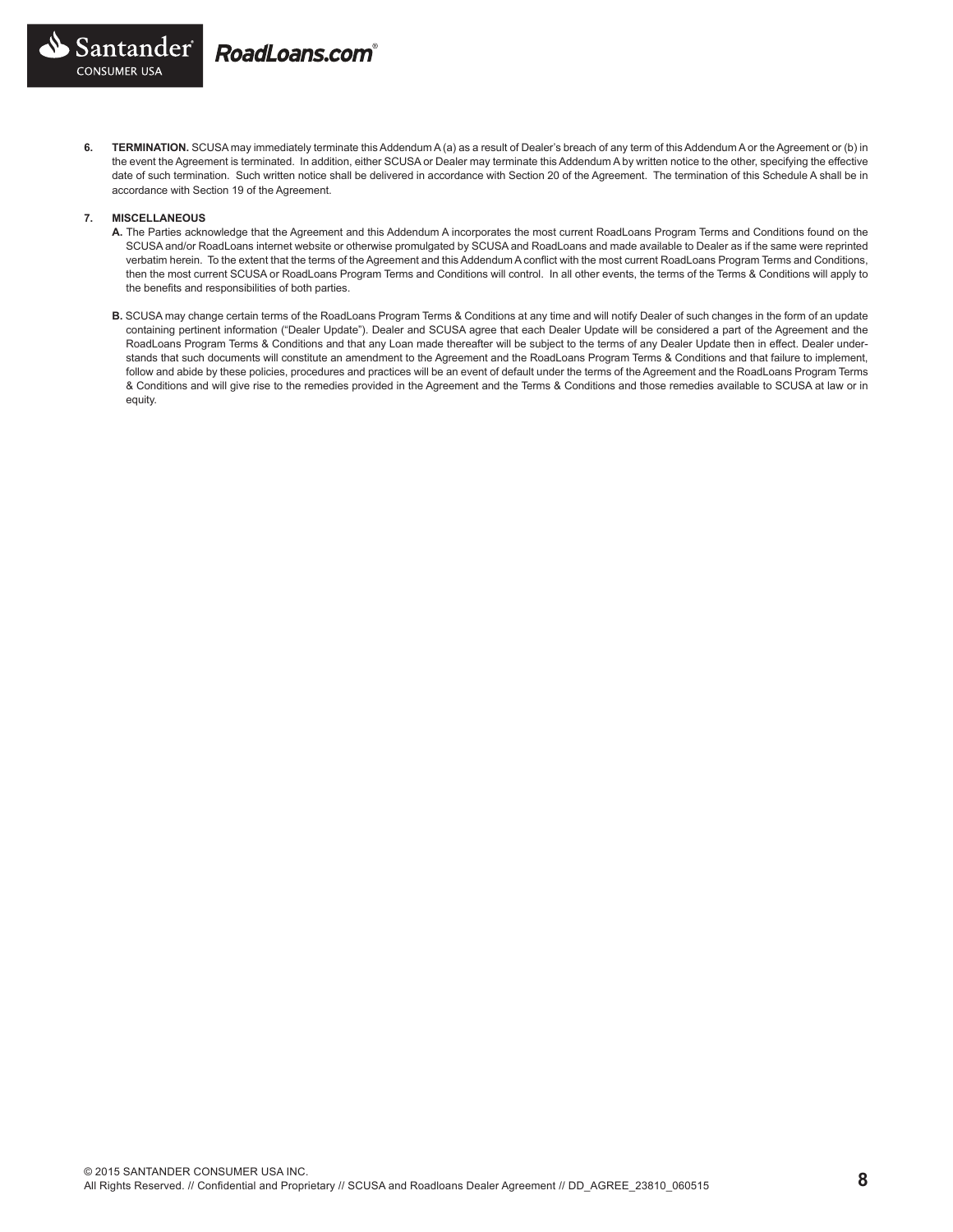**6. TERMINATION.** SCUSA may immediately terminate this Addendum A (a) as a result of Dealer's breach of any term of this Addendum A or the Agreement or (b) in the event the Agreement is terminated. In addition, either SCUSA or Dealer may terminate this Addendum A by written notice to the other, specifying the effective date of such termination. Such written notice shall be delivered in accordance with Section 20 of the Agreement. The termination of this Schedule A shall be in accordance with Section 19 of the Agreement.

**7. MISCELLANEOUS**

**A.** The Parties acknowledge that the Agreement and this Addendum A incorporates the most current RoadLoans Program Terms and Conditions found on the SCUSA and/or RoadLoans internet website or otherwise promulgated by SCUSA and RoadLoans and made available to Dealer as if the same were reprinted verbatim herein. To the extent that the terms of the Agreement and this Addendum A conflict with the most current RoadLoans Program Terms and Conditions, then the most current SCUSA or RoadLoans Program Terms and Conditions will control. In all other events, the terms of the Terms & Conditions will apply to the benefits and responsibilities of both parties.

**B.** SCUSA may change certain terms of the RoadLoans Program Terms & Conditions at any time and will notify Dealer of such changes in the form of an update containing pertinent information ("Dealer Update"). Dealer and SCUSA agree that each Dealer Update will be considered a part of the Agreement and the RoadLoans Program Terms & Conditions and that any Loan made thereafter will be subject to the terms of any Dealer Update then in effect. Dealer understands that such documents will constitute an amendment to the Agreement and the RoadLoans Program Terms & Conditions and that failure to implement, follow and abide by these policies, procedures and practices will be an event of default under the terms of the Agreement and the RoadLoans Program Terms & Conditions and will give rise to the remedies provided in the Agreement and the Terms & Conditions and those remedies available to SCUSA at law or in equity.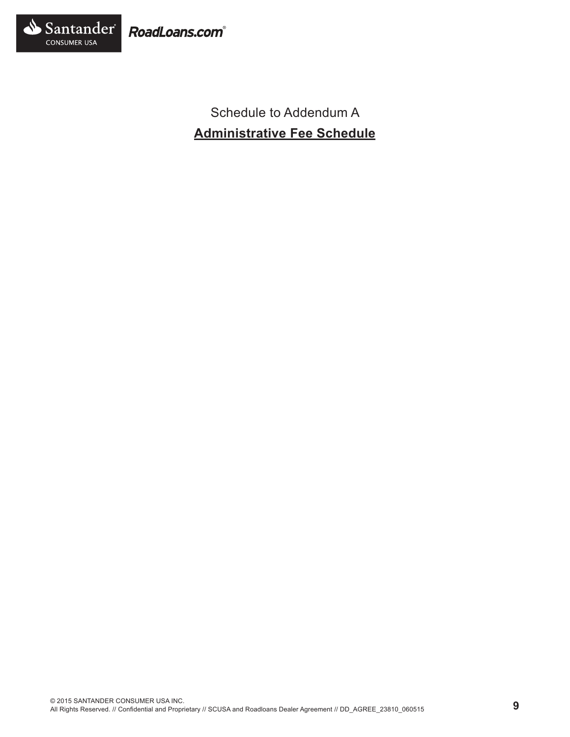Schedule to Addendum A

## Administrative Fee Schedule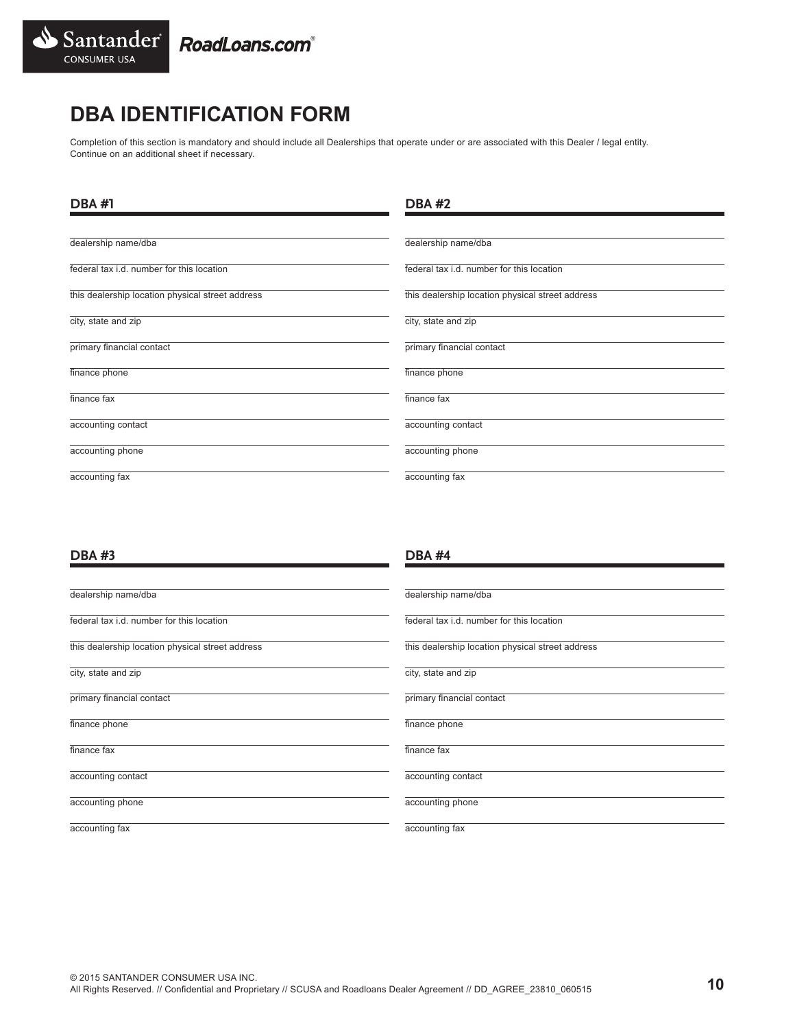# DBA IDENTIFICATION FORM

Completion of this section is mandatory and should include all Dealerships that operate under or are associated with this Dealer / legal entity.
Continue on an additional sheet if necessary.

## DBA #1

dealership name/dba

federal tax i.d. number for this location

this dealership location physical street address

city, state and zip

primary financial contact

finance phone

finance fax

accounting contact

accounting phone

accounting fax

## DBA #2

dealership name/dba

federal tax i.d. number for this location

this dealership location physical street address

city, state and zip

primary financial contact

finance phone

finance fax

accounting contact

accounting phone

accounting fax

## DBA #3

dealership name/dba

federal tax i.d. number for this location

this dealership location physical street address

city, state and zip

primary financial contact

finance phone

finance fax

accounting contact

accounting phone

accounting fax

## DBA #4

dealership name/dba

federal tax i.d. number for this location

this dealership location physical street address

city, state and zip

primary financial contact

finance phone

finance fax

accounting contact

accounting phone

accounting fax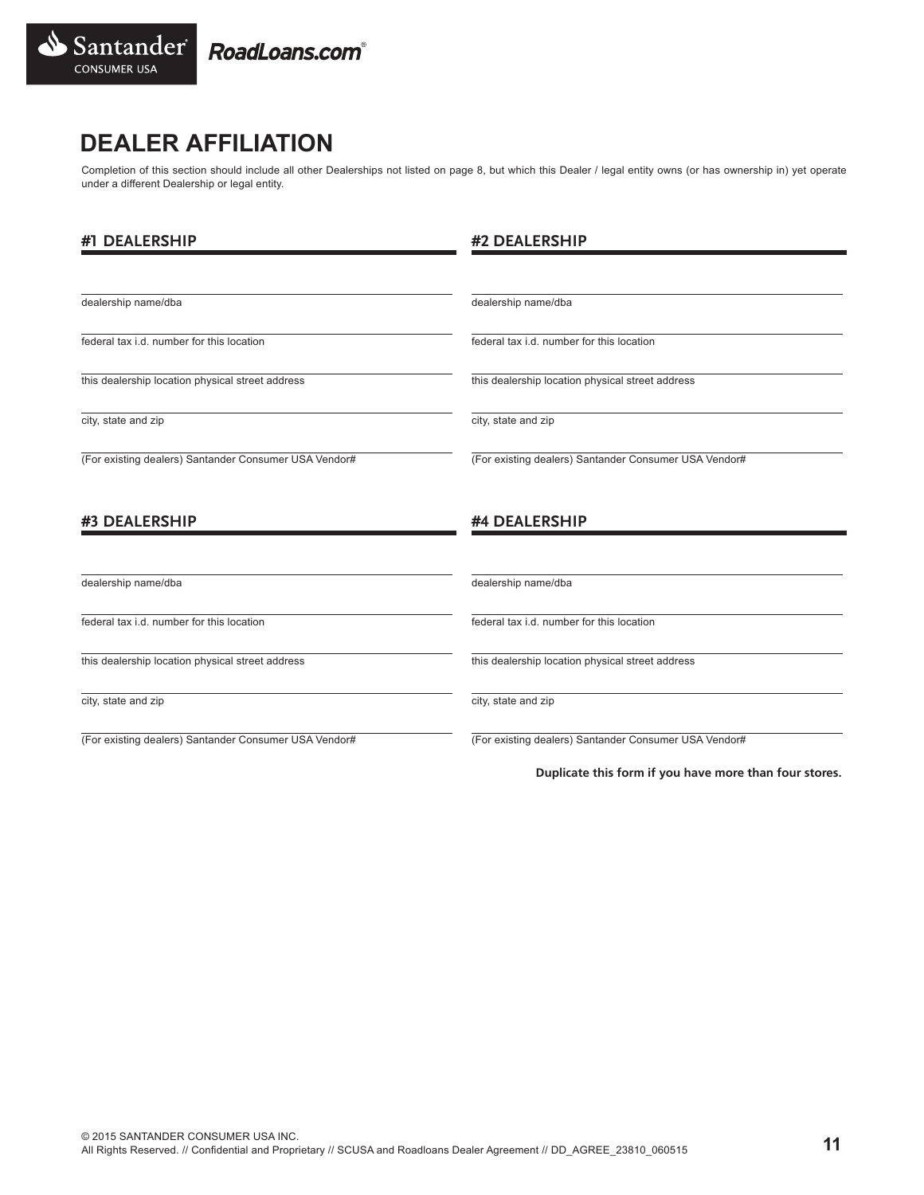# DEALER AFFILIATION

Completion of this section should include all other Dealerships not listed on page 8, but which this Dealer / legal entity owns (or has ownership in) yet operate under a different Dealership or legal entity.

## #1 DEALERSHIP

dealership name/dba

federal tax i.d. number for this location

this dealership location physical street address

city, state and zip

(For existing dealers) Santander Consumer USA Vendor#

## #2 DEALERSHIP

dealership name/dba

federal tax i.d. number for this location

this dealership location physical street address

city, state and zip

(For existing dealers) Santander Consumer USA Vendor#

## #3 DEALERSHIP

dealership name/dba

federal tax i.d. number for this location

this dealership location physical street address

city, state and zip

(For existing dealers) Santander Consumer USA Vendor#

## #4 DEALERSHIP

dealership name/dba

federal tax i.d. number for this location

this dealership location physical street address

city, state and zip

(For existing dealers) Santander Consumer USA Vendor#

**Duplicate this form if you have more than four stores.**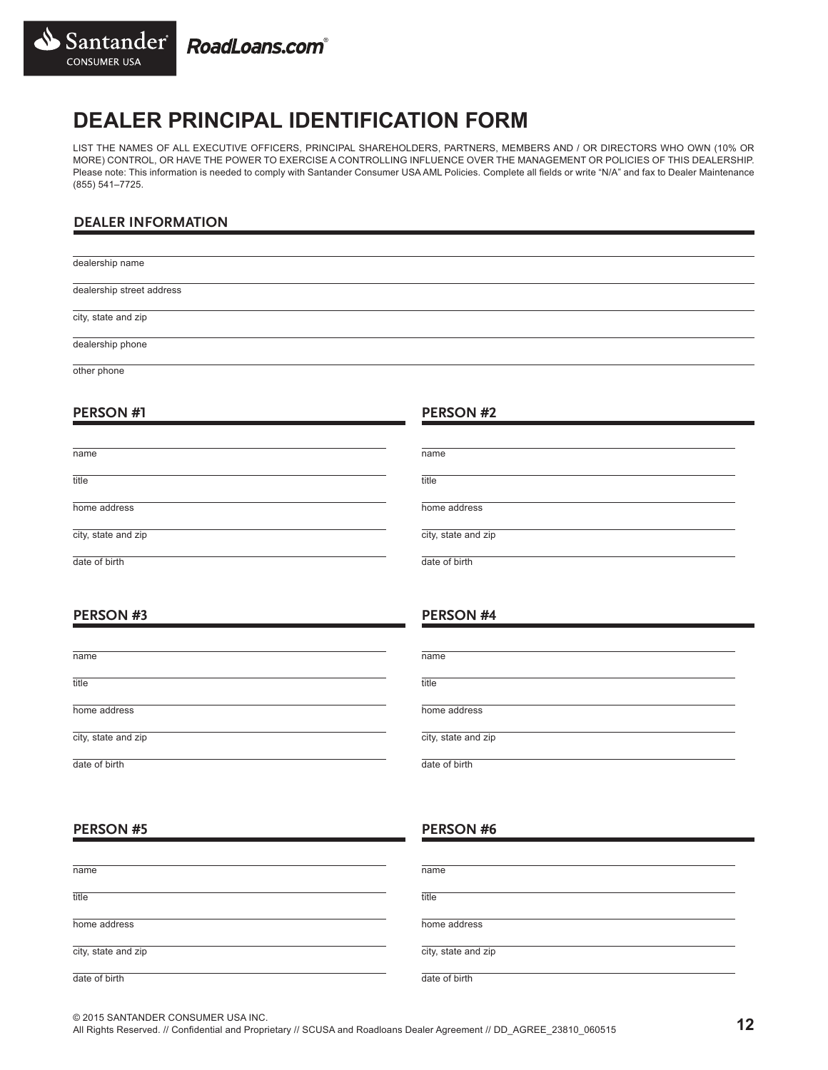# DEALER PRINCIPAL IDENTIFICATION FORM

LIST THE NAMES OF ALL EXECUTIVE OFFICERS, PRINCIPAL SHAREHOLDERS, PARTNERS, MEMBERS AND / OR DIRECTORS WHO OWN (10% OR MORE) CONTROL, OR HAVE THE POWER TO EXERCISE A CONTROLLING INFLUENCE OVER THE MANAGEMENT OR POLICIES OF THIS DEALERSHIP. Please note: This information is needed to comply with Santander Consumer USA AML Policies. Complete all fields or write "N/A" and fax to Dealer Maintenance (855) 541–7725.

## DEALER INFORMATION

dealership name

dealership street address

city, state and zip

dealership phone

other phone

## PERSON #1

name

title

home address

city, state and zip

date of birth

## PERSON #2

name

title

home address

city, state and zip

date of birth

## PERSON #3

name

title

home address

city, state and zip

date of birth

## PERSON #4

name

title

home address

city, state and zip

date of birth

## PERSON #5

name

title

home address

city, state and zip

date of birth

## PERSON #6

name

title

home address

city, state and zip

date of birth

© 2015 SANTANDER CONSUMER USA INC.
All Rights Reserved. // Confidential and Proprietary // SCUSA and Roadloans Dealer Agreement // DD_AGREE_23810_060515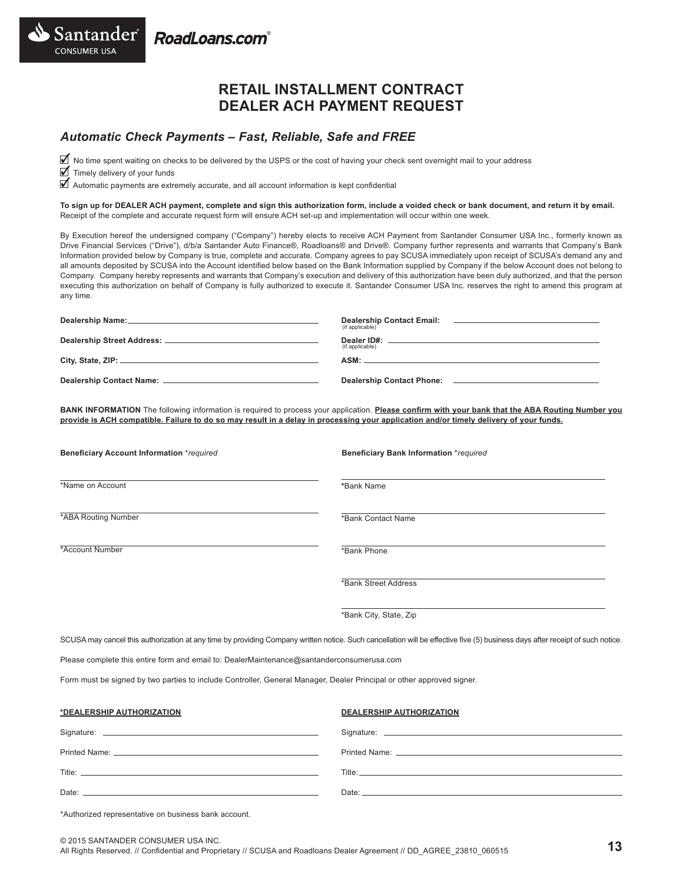Santander CONSUMER USA RoadLoans.com®

# RETAIL INSTALLMENT CONTRACT
# DEALER ACH PAYMENT REQUEST

## *Automatic Check Payments – Fast, Reliable, Safe and FREE*

- ☑ No time spent waiting on checks to be delivered by the USPS or the cost of having your check sent overnight mail to your address
- ☑ Timely delivery of your funds
- ☑ Automatic payments are extremely accurate, and all account information is kept confidential

**To sign up for DEALER ACH payment, complete and sign this authorization form, include a voided check or bank document, and return it by email.** Receipt of the complete and accurate request form will ensure ACH set-up and implementation will occur within one week.

By Execution hereof the undersigned company ("Company") hereby elects to receive ACH Payment from Santander Consumer USA Inc., formerly known as Drive Financial Services ("Drive"), d/b/a Santander Auto Finance®, Roadloans® and Drive®. Company further represents and warrants that Company's Bank Information provided below by Company is true, complete and accurate. Company agrees to pay SCUSA immediately upon receipt of SCUSA's demand any and all amounts deposited by SCUSA into the Account identified below based on the Bank Information supplied by Company if the below Account does not belong to Company. Company hereby represents and warrants that Company's execution and delivery of this authorization have been duly authorized, and that the person executing this authorization on behalf of Company is fully authorized to execute it. Santander Consumer USA Inc. reserves the right to amend this program at any time.

**Dealership Name:** ______________________

**Dealership Street Address:** ______________________

**City, State, ZIP:** ______________________

**Dealership Contact Name:** ______________________

**Dealership Contact Email:** (if applicable) ______________________

**Dealer ID#:** (if applicable) ______________________

**ASM:** ______________________

**Dealership Contact Phone:** ______________________

**BANK INFORMATION** The following information is required to process your application. **Please confirm with your bank that the ABA Routing Number you provide is ACH compatible. Failure to do so may result in a delay in processing your application and/or timely delivery of your funds.**

**Beneficiary Account Information** *\*required*

______________________
*Name on Account

______________________
*ABA Routing Number

______________________
*Account Number

**Beneficiary Bank Information** *\*required*

______________________
*Bank Name

______________________
*Bank Contact Name

______________________
*Bank Phone

______________________
*Bank Street Address

______________________
*Bank City, State, Zip

SCUSA may cancel this authorization at any time by providing Company written notice. Such cancellation will be effective five (5) business days after receipt of such notice.

Please complete this entire form and email to: DealerMaintenance@santanderconsumerusa.com

Form must be signed by two parties to include Controller, General Manager, Dealer Principal or other approved signer.

**\*DEALERSHIP AUTHORIZATION**

Signature: ______________________

Printed Name: ______________________

Title: ______________________

Date: ______________________

**DEALERSHIP AUTHORIZATION**

Signature: ______________________

Printed Name: ______________________

Title: ______________________

Date: ______________________

*Authorized representative on business bank account.

© 2015 SANTANDER CONSUMER USA INC.
All Rights Reserved. // Confidential and Proprietary // SCUSA and Roadloans Dealer Agreement // DD_AGREE_23810_060515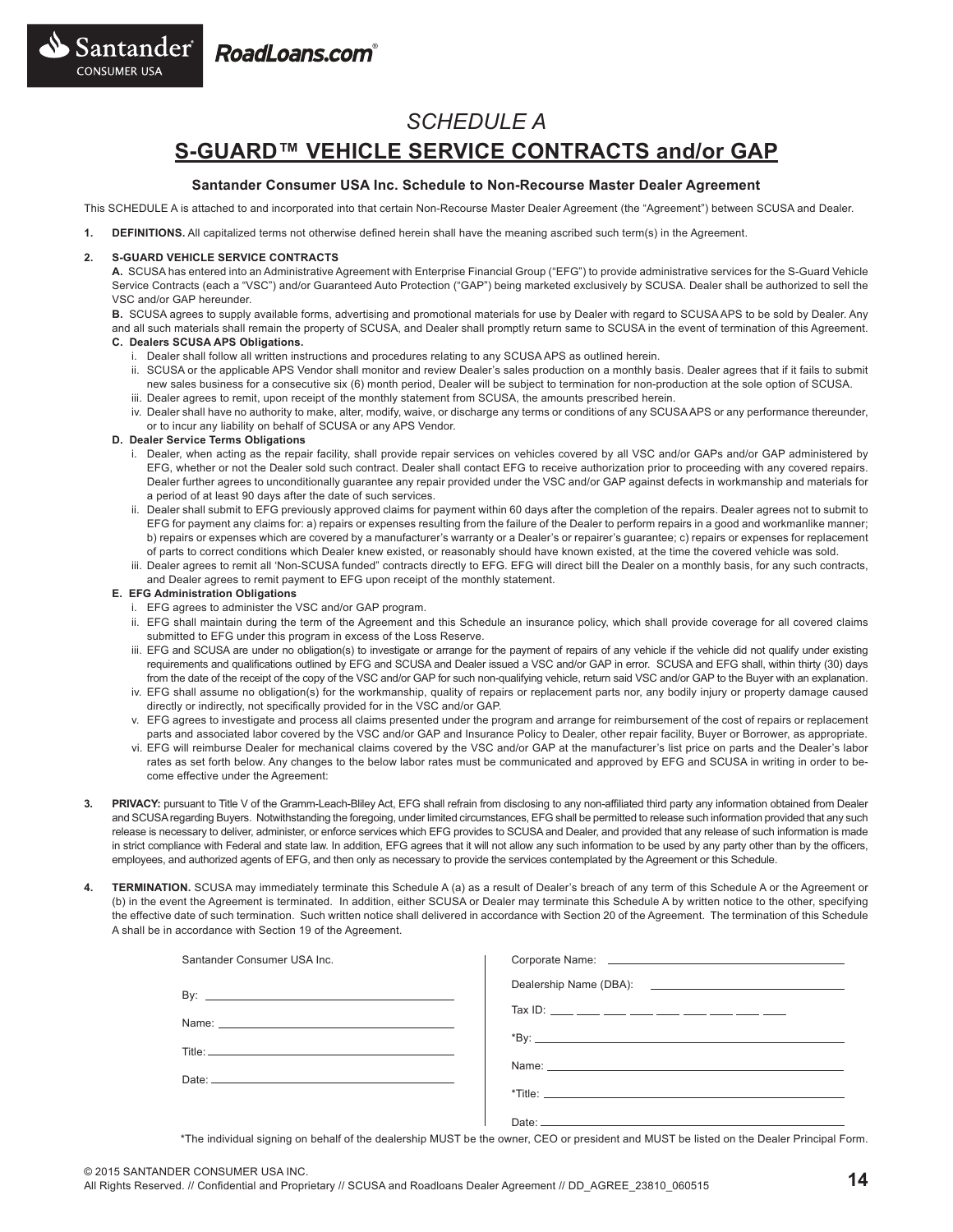# *SCHEDULE A*

## S-GUARD™ VEHICLE SERVICE CONTRACTS and/or GAP

### Santander Consumer USA Inc. Schedule to Non-Recourse Master Dealer Agreement

This SCHEDULE A is attached to and incorporated into that certain Non-Recourse Master Dealer Agreement (the "Agreement") between SCUSA and Dealer.

**1. DEFINITIONS.** All capitalized terms not otherwise defined herein shall have the meaning ascribed such term(s) in the Agreement.

**2. S-GUARD VEHICLE SERVICE CONTRACTS**

**A.** SCUSA has entered into an Administrative Agreement with Enterprise Financial Group ("EFG") to provide administrative services for the S-Guard Vehicle Service Contracts (each a "VSC") and/or Guaranteed Auto Protection ("GAP") being marketed exclusively by SCUSA. Dealer shall be authorized to sell the VSC and/or GAP hereunder.

**B.** SCUSA agrees to supply available forms, advertising and promotional materials for use by Dealer with regard to SCUSA APS to be sold by Dealer. Any and all such materials shall remain the property of SCUSA, and Dealer shall promptly return same to SCUSA in the event of termination of this Agreement.

**C. Dealers SCUSA APS Obligations.**

i. Dealer shall follow all written instructions and procedures relating to any SCUSA APS as outlined herein.

ii. SCUSA or the applicable APS Vendor shall monitor and review Dealer's sales production on a monthly basis. Dealer agrees that if it fails to submit new sales business for a consecutive six (6) month period, Dealer will be subject to termination for non-production at the sole option of SCUSA.

iii. Dealer agrees to remit, upon receipt of the monthly statement from SCUSA, the amounts prescribed herein.

iv. Dealer shall have no authority to make, alter, modify, waive, or discharge any terms or conditions of any SCUSA APS or any performance thereunder, or to incur any liability on behalf of SCUSA or any APS Vendor.

**D. Dealer Service Terms Obligations**

i. Dealer, when acting as the repair facility, shall provide repair services on vehicles covered by all VSC and/or GAPs and/or GAP administered by EFG, whether or not the Dealer sold such contract. Dealer shall contact EFG to receive authorization prior to proceeding with any covered repairs. Dealer further agrees to unconditionally guarantee any repair provided under the VSC and/or GAP against defects in workmanship and materials for a period of at least 90 days after the date of such services.

ii. Dealer shall submit to EFG previously approved claims for payment within 60 days after the completion of the repairs. Dealer agrees not to submit to EFG for payment any claims for: a) repairs or expenses resulting from the failure of the Dealer to perform repairs in a good and workmanlike manner; b) repairs or expenses which are covered by a manufacturer's warranty or a Dealer's or repairer's guarantee; c) repairs or expenses for replacement of parts to correct conditions which Dealer knew existed, or reasonably should have known existed, at the time the covered vehicle was sold.

iii. Dealer agrees to remit all 'Non-SCUSA funded" contracts directly to EFG. EFG will direct bill the Dealer on a monthly basis, for any such contracts, and Dealer agrees to remit payment to EFG upon receipt of the monthly statement.

**E. EFG Administration Obligations**

i. EFG agrees to administer the VSC and/or GAP program.

ii. EFG shall maintain during the term of the Agreement and this Schedule an insurance policy, which shall provide coverage for all covered claims submitted to EFG under this program in excess of the Loss Reserve.

iii. EFG and SCUSA are under no obligation(s) to investigate or arrange for the payment of repairs of any vehicle if the vehicle did not qualify under existing requirements and qualifications outlined by EFG and SCUSA and Dealer issued a VSC and/or GAP in error. SCUSA and EFG shall, within thirty (30) days from the date of the receipt of the copy of the VSC and/or GAP for such non-qualifying vehicle, return said VSC and/or GAP to the Buyer with an explanation.

iv. EFG shall assume no obligation(s) for the workmanship, quality of repairs or replacement parts nor, any bodily injury or property damage caused directly or indirectly, not specifically provided for in the VSC and/or GAP.

v. EFG agrees to investigate and process all claims presented under the program and arrange for reimbursement of the cost of repairs or replacement parts and associated labor covered by the VSC and/or GAP and Insurance Policy to Dealer, other repair facility, Buyer or Borrower, as appropriate.

vi. EFG will reimburse Dealer for mechanical claims covered by the VSC and/or GAP at the manufacturer's list price on parts and the Dealer's labor rates as set forth below. Any changes to the below labor rates must be communicated and approved by EFG and SCUSA in writing in order to become effective under the Agreement:

**3. PRIVACY:** pursuant to Title V of the Gramm-Leach-Bliley Act, EFG shall refrain from disclosing to any non-affiliated third party any information obtained from Dealer and SCUSA regarding Buyers. Notwithstanding the foregoing, under limited circumstances, EFG shall be permitted to release such information provided that any such release is necessary to deliver, administer, or enforce services which EFG provides to SCUSA and Dealer, and provided that any release of such information is made in strict compliance with Federal and state law. In addition, EFG agrees that it will not allow any such information to be used by any party other than by the officers, employees, and authorized agents of EFG, and then only as necessary to provide the services contemplated by the Agreement or this Schedule.

**4. TERMINATION.** SCUSA may immediately terminate this Schedule A (a) as a result of Dealer's breach of any term of this Schedule A or the Agreement or (b) in the event the Agreement is terminated. In addition, either SCUSA or Dealer may terminate this Schedule A by written notice to the other, specifying the effective date of such termination. Such written notice shall delivered in accordance with Section 20 of the Agreement. The termination of this Schedule A shall be in accordance with Section 19 of the Agreement.

| Santander Consumer USA Inc. | Corporate Name: ______________________ |
|---|---|
| | Dealership Name (DBA): ______________________ |
| By: ______________________ | Tax ID: ___ ___ ___ ___ ___ ___ ___ ___ ___ |
| Name: ______________________ | *By: ______________________ |
| Title: ______________________ | Name: ______________________ |
| Date: ______________________ | *Title: ______________________ |
| | Date: ______________________ |

*The individual signing on behalf of the dealership MUST be the owner, CEO or president and MUST be listed on the Dealer Principal Form.

© 2015 SANTANDER CONSUMER USA INC.
All Rights Reserved. // Confidential and Proprietary // SCUSA and Roadloans Dealer Agreement // DD_AGREE_23810_060515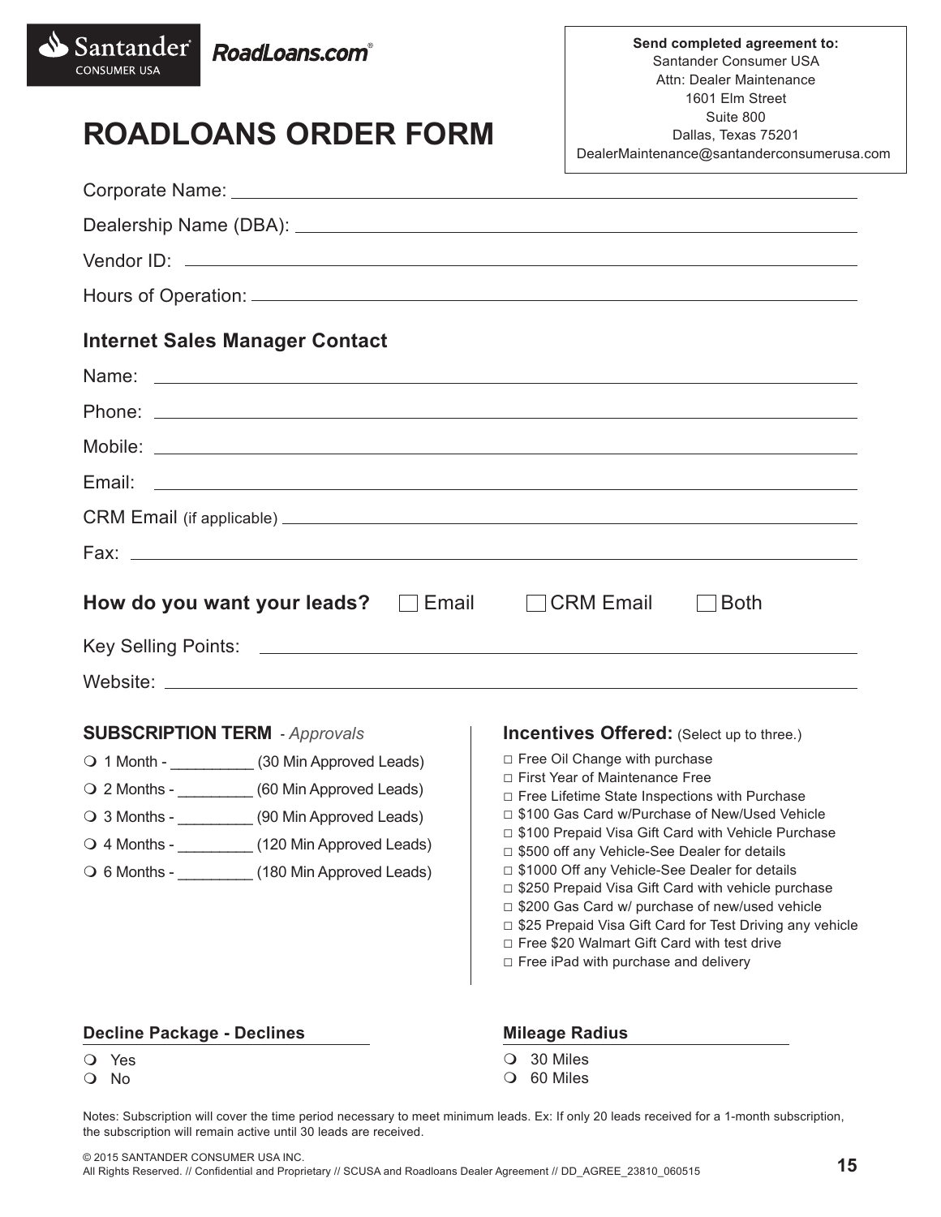Santander Consumer USA RoadLoans.com

**Send completed agreement to:**
Santander Consumer USA
Attn: Dealer Maintenance
1601 Elm Street
Suite 800
Dallas, Texas 75201
DealerMaintenance@santanderconsumerusa.com

# ROADLOANS ORDER FORM

Corporate Name: ______________________________

Dealership Name (DBA): ______________________________

Vendor ID: ______________________________

Hours of Operation: ______________________________

## Internet Sales Manager Contact

Name: ______________________________

Phone: ______________________________

Mobile: ______________________________

Email: ______________________________

CRM Email (if applicable) ______________________________

Fax: ______________________________

**How do you want your leads?** ☐ Email ☐ CRM Email ☐ Both

Key Selling Points: ______________________________

Website: ______________________________

### SUBSCRIPTION TERM - *Approvals*

- ○ 1 Month - __________ (30 Min Approved Leads)
- ○ 2 Months - _________ (60 Min Approved Leads)
- ○ 3 Months - _________ (90 Min Approved Leads)
- ○ 4 Months - _________ (120 Min Approved Leads)
- ○ 6 Months - _________ (180 Min Approved Leads)

### Incentives Offered: (Select up to three.)

- ☐ Free Oil Change with purchase
- ☐ First Year of Maintenance Free
- ☐ Free Lifetime State Inspections with Purchase
- ☐ $100 Gas Card w/Purchase of New/Used Vehicle
- ☐ $100 Prepaid Visa Gift Card with Vehicle Purchase
- ☐ $500 off any Vehicle-See Dealer for details
- ☐ $1000 Off any Vehicle-See Dealer for details
- ☐ $250 Prepaid Visa Gift Card with vehicle purchase
- ☐ $200 Gas Card w/ purchase of new/used vehicle
- ☐ $25 Prepaid Visa Gift Card for Test Driving any vehicle
- ☐ Free $20 Walmart Gift Card with test drive
- ☐ Free iPad with purchase and delivery

### Decline Package - Declines

- ○ Yes
- ○ No

### Mileage Radius

- ○ 30 Miles
- ○ 60 Miles

Notes: Subscription will cover the time period necessary to meet minimum leads. Ex: If only 20 leads received for a 1-month subscription, the subscription will remain active until 30 leads are received.

© 2015 SANTANDER CONSUMER USA INC.
All Rights Reserved. // Confidential and Proprietary // SCUSA and Roadloans Dealer Agreement // DD_AGREE_23810_060515